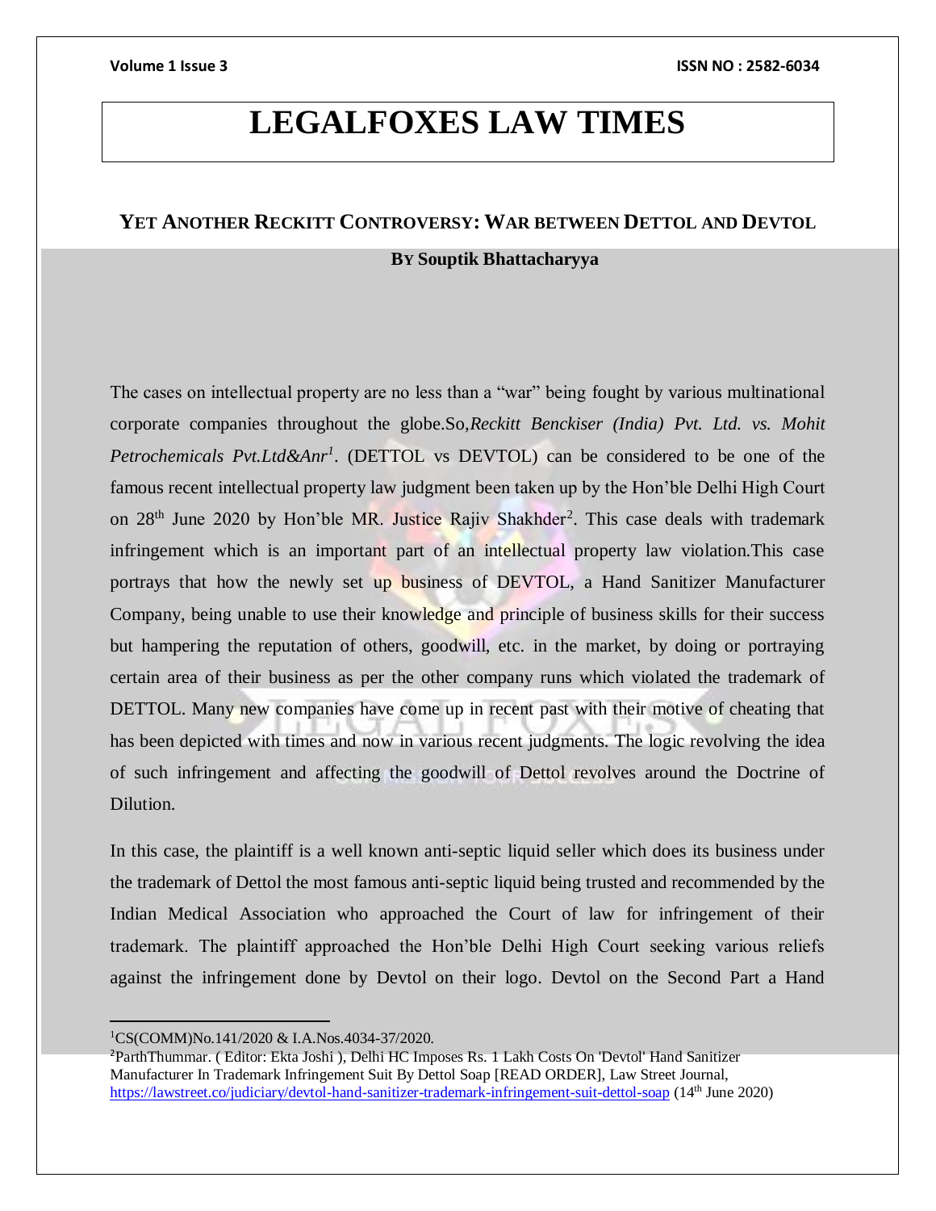# LEGALFOXES LAW TIMES

## YET ANOTHER RECKITT CONTROVERSY: WAR BETWEEN DETTOL AND DEVTOL

**BY Souptik Bhattacharyya**

The cases on intellectual property are no less than a "war" being fought by various multinational corporate companies throughout the globe.So,*Reckitt Benckiser (India) Pvt. Ltd. vs. Mohit Petrochemicals Pvt.Ltd&Anr*[1]. (DETTOL vs DEVTOL) can be considered to be one of the famous recent intellectual property law judgment been taken up by the Hon'ble Delhi High Court on 28th June 2020 by Hon'ble MR. Justice Rajiv Shakhder[2]. This case deals with trademark infringement which is an important part of an intellectual property law violation.This case portrays that how the newly set up business of DEVTOL, a Hand Sanitizer Manufacturer Company, being unable to use their knowledge and principle of business skills for their success but hampering the reputation of others, goodwill, etc. in the market, by doing or portraying certain area of their business as per the other company runs which violated the trademark of DETTOL. Many new companies have come up in recent past with their motive of cheating that has been depicted with times and now in various recent judgments. The logic revolving the idea of such infringement and affecting the goodwill of Dettol revolves around the Doctrine of Dilution.

In this case, the plaintiff is a well known anti-septic liquid seller which does its business under the trademark of Dettol the most famous anti-septic liquid being trusted and recommended by the Indian Medical Association who approached the Court of law for infringement of their trademark. The plaintiff approached the Hon'ble Delhi High Court seeking various reliefs against the infringement done by Devtol on their logo. Devtol on the Second Part a Hand

---

[1] CS(COMM)No.141/2020 & I.A.Nos.4034-37/2020.

[2] ParthThummar. ( Editor: Ekta Joshi ), Delhi HC Imposes Rs. 1 Lakh Costs On 'Devtol' Hand Sanitizer Manufacturer In Trademark Infringement Suit By Dettol Soap [READ ORDER], Law Street Journal, https://lawstreet.co/judiciary/devtol-hand-sanitizer-trademark-infringement-suit-dettol-soap (14th June 2020)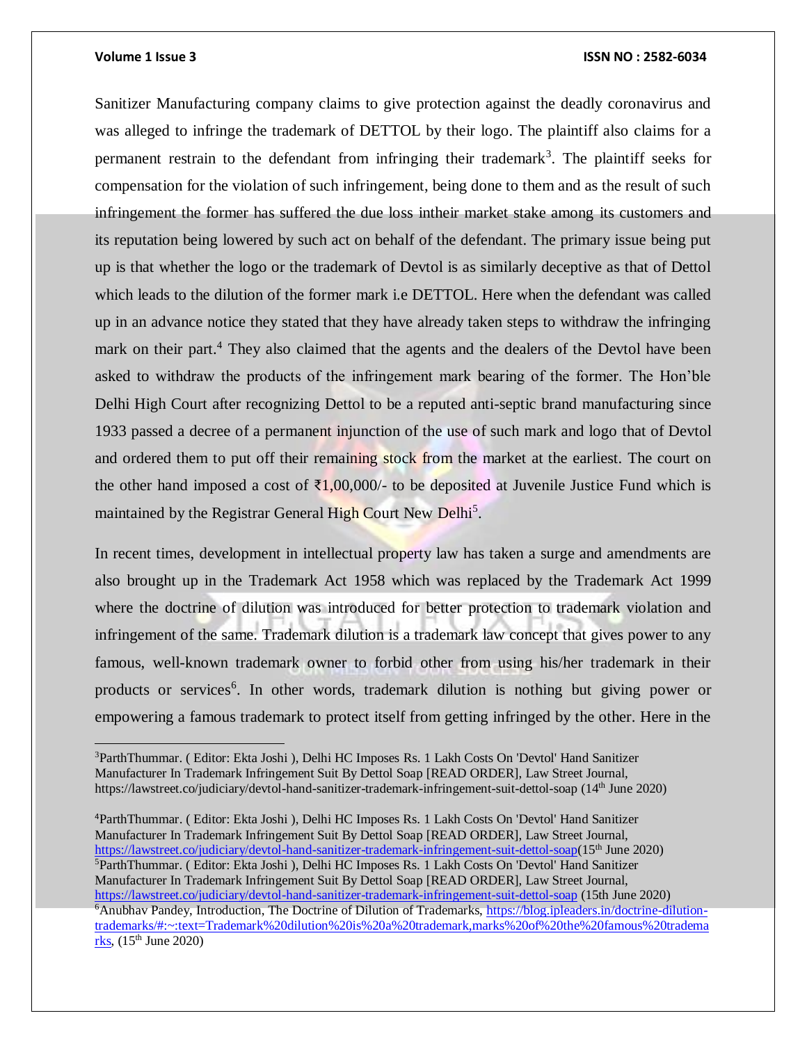Sanitizer Manufacturing company claims to give protection against the deadly coronavirus and was alleged to infringe the trademark of DETTOL by their logo. The plaintiff also claims for a permanent restrain to the defendant from infringing their trademark[3]. The plaintiff seeks for compensation for the violation of such infringement, being done to them and as the result of such infringement the former has suffered the due loss intheir market stake among its customers and its reputation being lowered by such act on behalf of the defendant. The primary issue being put up is that whether the logo or the trademark of Devtol is as similarly deceptive as that of Dettol which leads to the dilution of the former mark i.e DETTOL. Here when the defendant was called up in an advance notice they stated that they have already taken steps to withdraw the infringing mark on their part.[4] They also claimed that the agents and the dealers of the Devtol have been asked to withdraw the products of the infringement mark bearing of the former. The Hon'ble Delhi High Court after recognizing Dettol to be a reputed anti-septic brand manufacturing since 1933 passed a decree of a permanent injunction of the use of such mark and logo that of Devtol and ordered them to put off their remaining stock from the market at the earliest. The court on the other hand imposed a cost of ₹1,00,000/- to be deposited at Juvenile Justice Fund which is maintained by the Registrar General High Court New Delhi[5].

In recent times, development in intellectual property law has taken a surge and amendments are also brought up in the Trademark Act 1958 which was replaced by the Trademark Act 1999 where the doctrine of dilution was introduced for better protection to trademark violation and infringement of the same. Trademark dilution is a trademark law concept that gives power to any famous, well-known trademark owner to forbid other from using his/her trademark in their products or services[6]. In other words, trademark dilution is nothing but giving power or empowering a famous trademark to protect itself from getting infringed by the other. Here in the

---

[3]ParthThummar. ( Editor: Ekta Joshi ), Delhi HC Imposes Rs. 1 Lakh Costs On 'Devtol' Hand Sanitizer Manufacturer In Trademark Infringement Suit By Dettol Soap [READ ORDER], Law Street Journal, https://lawstreet.co/judiciary/devtol-hand-sanitizer-trademark-infringement-suit-dettol-soap (14th June 2020)

[4]ParthThummar. ( Editor: Ekta Joshi ), Delhi HC Imposes Rs. 1 Lakh Costs On 'Devtol' Hand Sanitizer Manufacturer In Trademark Infringement Suit By Dettol Soap [READ ORDER], Law Street Journal, https://lawstreet.co/judiciary/devtol-hand-sanitizer-trademark-infringement-suit-dettol-soap(15th June 2020)

[5]ParthThummar. ( Editor: Ekta Joshi ), Delhi HC Imposes Rs. 1 Lakh Costs On 'Devtol' Hand Sanitizer Manufacturer In Trademark Infringement Suit By Dettol Soap [READ ORDER], Law Street Journal, https://lawstreet.co/judiciary/devtol-hand-sanitizer-trademark-infringement-suit-dettol-soap (15th June 2020)

[6]Anubhav Pandey, Introduction, The Doctrine of Dilution of Trademarks, https://blog.ipleaders.in/doctrine-dilution-trademarks/#:~:text=Trademark%20dilution%20is%20a%20trademark,marks%20of%20the%20famous%20trademarks, (15th June 2020)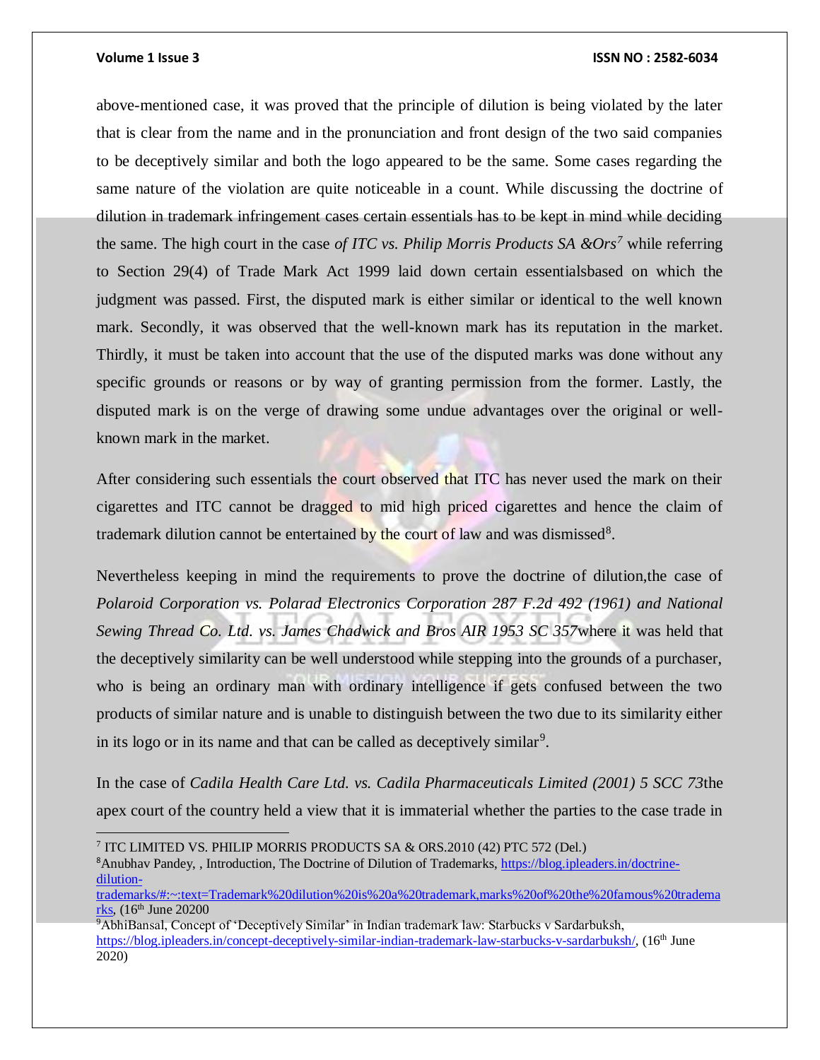above-mentioned case, it was proved that the principle of dilution is being violated by the later that is clear from the name and in the pronunciation and front design of the two said companies to be deceptively similar and both the logo appeared to be the same. Some cases regarding the same nature of the violation are quite noticeable in a count. While discussing the doctrine of dilution in trademark infringement cases certain essentials has to be kept in mind while deciding the same. The high court in the case *of ITC vs. Philip Morris Products SA &Ors*[7] while referring to Section 29(4) of Trade Mark Act 1999 laid down certain essentialsbased on which the judgment was passed. First, the disputed mark is either similar or identical to the well known mark. Secondly, it was observed that the well-known mark has its reputation in the market. Thirdly, it must be taken into account that the use of the disputed marks was done without any specific grounds or reasons or by way of granting permission from the former. Lastly, the disputed mark is on the verge of drawing some undue advantages over the original or well-known mark in the market.

After considering such essentials the court observed that ITC has never used the mark on their cigarettes and ITC cannot be dragged to mid high priced cigarettes and hence the claim of trademark dilution cannot be entertained by the court of law and was dismissed[8].

Nevertheless keeping in mind the requirements to prove the doctrine of dilution,the case of *Polaroid Corporation vs. Polarad Electronics Corporation 287 F.2d 492 (1961) and National Sewing Thread Co. Ltd. vs. James Chadwick and Bros AIR 1953 SC 357*where it was held that the deceptively similarity can be well understood while stepping into the grounds of a purchaser, who is being an ordinary man with ordinary intelligence if gets confused between the two products of similar nature and is unable to distinguish between the two due to its similarity either in its logo or in its name and that can be called as deceptively similar[9].

In the case of *Cadila Health Care Ltd. vs. Cadila Pharmaceuticals Limited (2001) 5 SCC 73*the apex court of the country held a view that it is immaterial whether the parties to the case trade in

---

[7] ITC LIMITED VS. PHILIP MORRIS PRODUCTS SA & ORS.2010 (42) PTC 572 (Del.)

[8] Anubhav Pandey, , Introduction, The Doctrine of Dilution of Trademarks, https://blog.ipleaders.in/doctrine-dilution-trademarks/#:~:text=Trademark%20dilution%20is%20a%20trademark,marks%20of%20the%20famous%20trademarks, (16th June 20200

[9] AbhiBansal, Concept of 'Deceptively Similar' in Indian trademark law: Starbucks v Sardarbuksh, https://blog.ipleaders.in/concept-deceptively-similar-indian-trademark-law-starbucks-v-sardarbuksh/, (16th June 2020)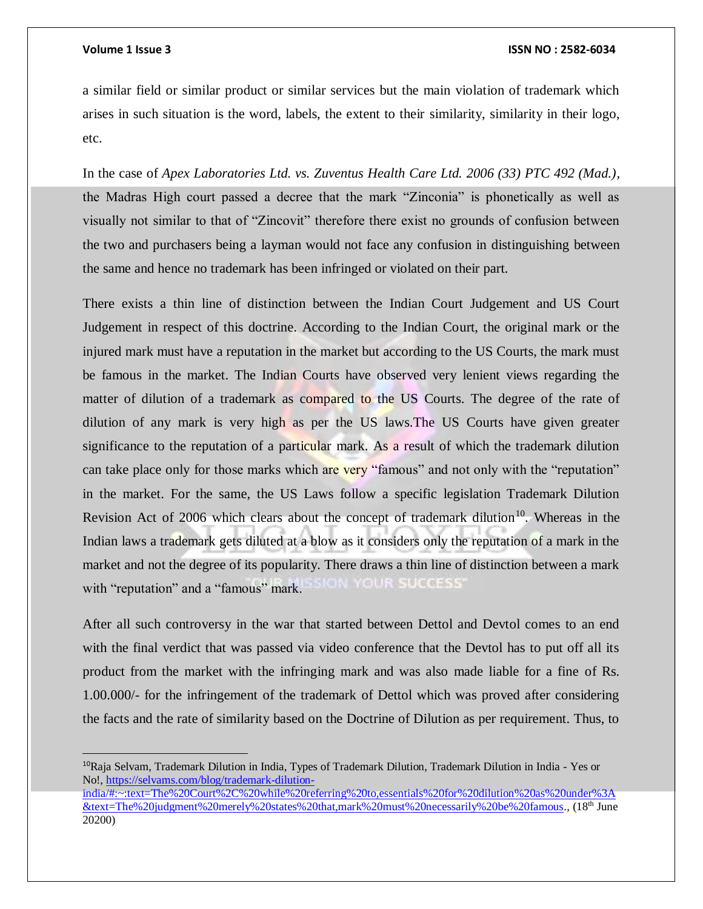a similar field or similar product or similar services but the main violation of trademark which arises in such situation is the word, labels, the extent to their similarity, similarity in their logo, etc.

In the case of *Apex Laboratories Ltd. vs. Zuventus Health Care Ltd. 2006 (33) PTC 492 (Mad.)*, the Madras High court passed a decree that the mark "Zinconia" is phonetically as well as visually not similar to that of "Zincovit" therefore there exist no grounds of confusion between the two and purchasers being a layman would not face any confusion in distinguishing between the same and hence no trademark has been infringed or violated on their part.

There exists a thin line of distinction between the Indian Court Judgement and US Court Judgement in respect of this doctrine. According to the Indian Court, the original mark or the injured mark must have a reputation in the market but according to the US Courts, the mark must be famous in the market. The Indian Courts have observed very lenient views regarding the matter of dilution of a trademark as compared to the US Courts. The degree of the rate of dilution of any mark is very high as per the US laws.The US Courts have given greater significance to the reputation of a particular mark. As a result of which the trademark dilution can take place only for those marks which are very "famous" and not only with the "reputation" in the market. For the same, the US Laws follow a specific legislation Trademark Dilution Revision Act of 2006 which clears about the concept of trademark dilution[10]. Whereas in the Indian laws a trademark gets diluted at a blow as it considers only the reputation of a mark in the market and not the degree of its popularity. There draws a thin line of distinction between a mark with "reputation" and a "famous" mark.

After all such controversy in the war that started between Dettol and Devtol comes to an end with the final verdict that was passed via video conference that the Devtol has to put off all its product from the market with the infringing mark and was also made liable for a fine of Rs. 1.00.000/- for the infringement of the trademark of Dettol which was proved after considering the facts and the rate of similarity based on the Doctrine of Dilution as per requirement. Thus, to

---

[10] Raja Selvam, Trademark Dilution in India, Types of Trademark Dilution, Trademark Dilution in India - Yes or No!, https://selvams.com/blog/trademark-dilution-india/#:~:text=The%20Court%2C%20while%20referring%20to,essentials%20for%20dilution%20as%20under%3A&text=The%20judgment%20merely%20states%20that,mark%20must%20necessarily%20be%20famous., (18th June 20200)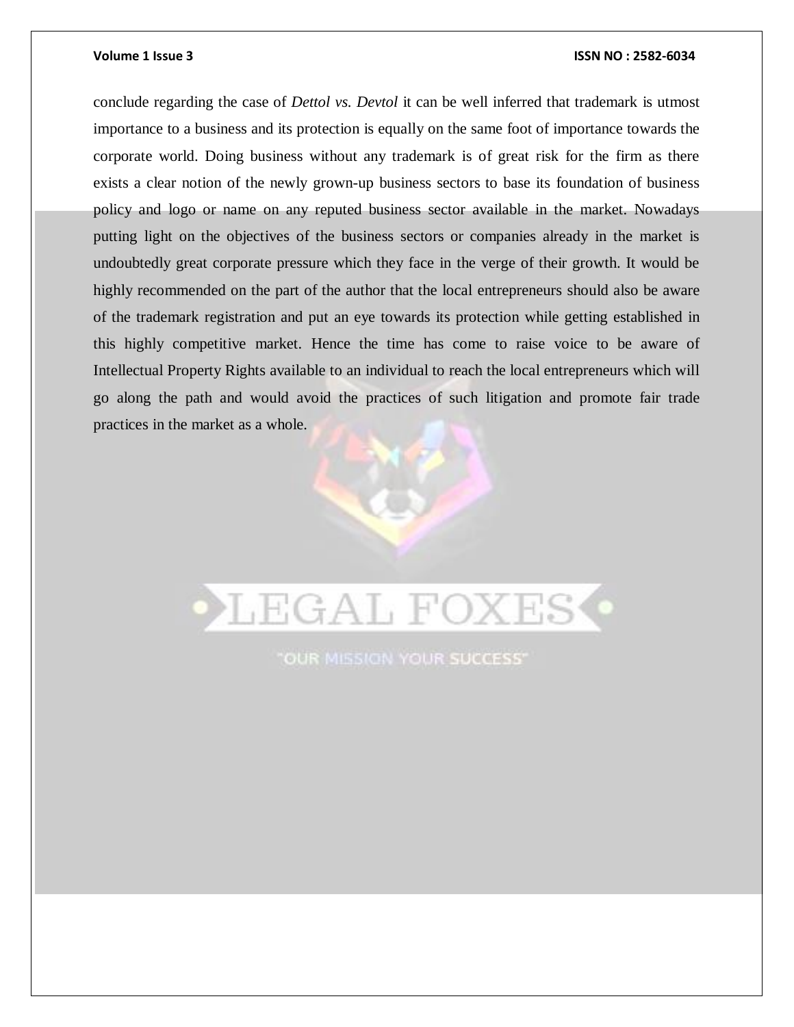conclude regarding the case of *Dettol vs. Devtol* it can be well inferred that trademark is utmost importance to a business and its protection is equally on the same foot of importance towards the corporate world. Doing business without any trademark is of great risk for the firm as there exists a clear notion of the newly grown-up business sectors to base its foundation of business policy and logo or name on any reputed business sector available in the market. Nowadays putting light on the objectives of the business sectors or companies already in the market is undoubtedly great corporate pressure which they face in the verge of their growth. It would be highly recommended on the part of the author that the local entrepreneurs should also be aware of the trademark registration and put an eye towards its protection while getting established in this highly competitive market. Hence the time has come to raise voice to be aware of Intellectual Property Rights available to an individual to reach the local entrepreneurs which will go along the path and would avoid the practices of such litigation and promote fair trade practices in the market as a whole.